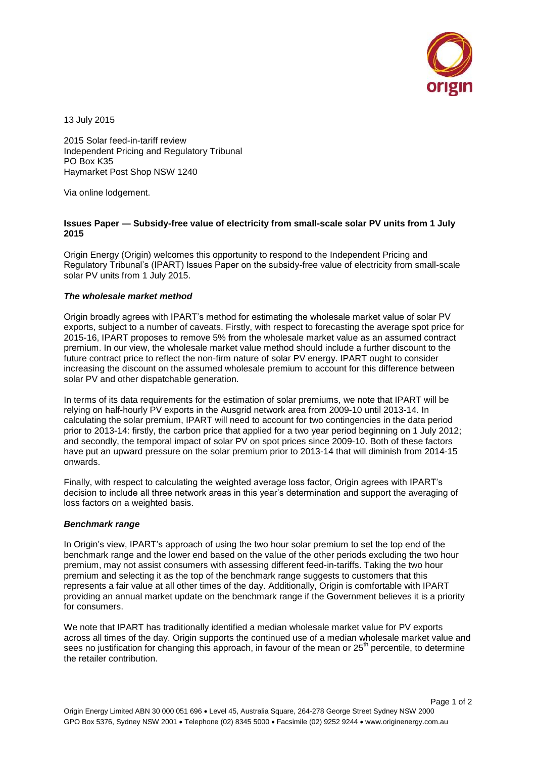13 July 2015

2015 Solar feed-in-tariff review
Independent Pricing and Regulatory Tribunal
PO Box K35
Haymarket Post Shop NSW 1240

Via online lodgement.

**Issues Paper — Subsidy-free value of electricity from small-scale solar PV units from 1 July 2015**

Origin Energy (Origin) welcomes this opportunity to respond to the Independent Pricing and Regulatory Tribunal's (IPART) Issues Paper on the subsidy-free value of electricity from small-scale solar PV units from 1 July 2015.

***The wholesale market method***

Origin broadly agrees with IPART's method for estimating the wholesale market value of solar PV exports, subject to a number of caveats. Firstly, with respect to forecasting the average spot price for 2015-16, IPART proposes to remove 5% from the wholesale market value as an assumed contract premium. In our view, the wholesale market value method should include a further discount to the future contract price to reflect the non-firm nature of solar PV energy. IPART ought to consider increasing the discount on the assumed wholesale premium to account for this difference between solar PV and other dispatchable generation.

In terms of its data requirements for the estimation of solar premiums, we note that IPART will be relying on half-hourly PV exports in the Ausgrid network area from 2009-10 until 2013-14. In calculating the solar premium, IPART will need to account for two contingencies in the data period prior to 2013-14: firstly, the carbon price that applied for a two year period beginning on 1 July 2012; and secondly, the temporal impact of solar PV on spot prices since 2009-10. Both of these factors have put an upward pressure on the solar premium prior to 2013-14 that will diminish from 2014-15 onwards.

Finally, with respect to calculating the weighted average loss factor, Origin agrees with IPART's decision to include all three network areas in this year's determination and support the averaging of loss factors on a weighted basis.

***Benchmark range***

In Origin's view, IPART's approach of using the two hour solar premium to set the top end of the benchmark range and the lower end based on the value of the other periods excluding the two hour premium, may not assist consumers with assessing different feed-in-tariffs. Taking the two hour premium and selecting it as the top of the benchmark range suggests to customers that this represents a fair value at all other times of the day. Additionally, Origin is comfortable with IPART providing an annual market update on the benchmark range if the Government believes it is a priority for consumers.

We note that IPART has traditionally identified a median wholesale market value for PV exports across all times of the day. Origin supports the continued use of a median wholesale market value and sees no justification for changing this approach, in favour of the mean or 25th percentile, to determine the retailer contribution.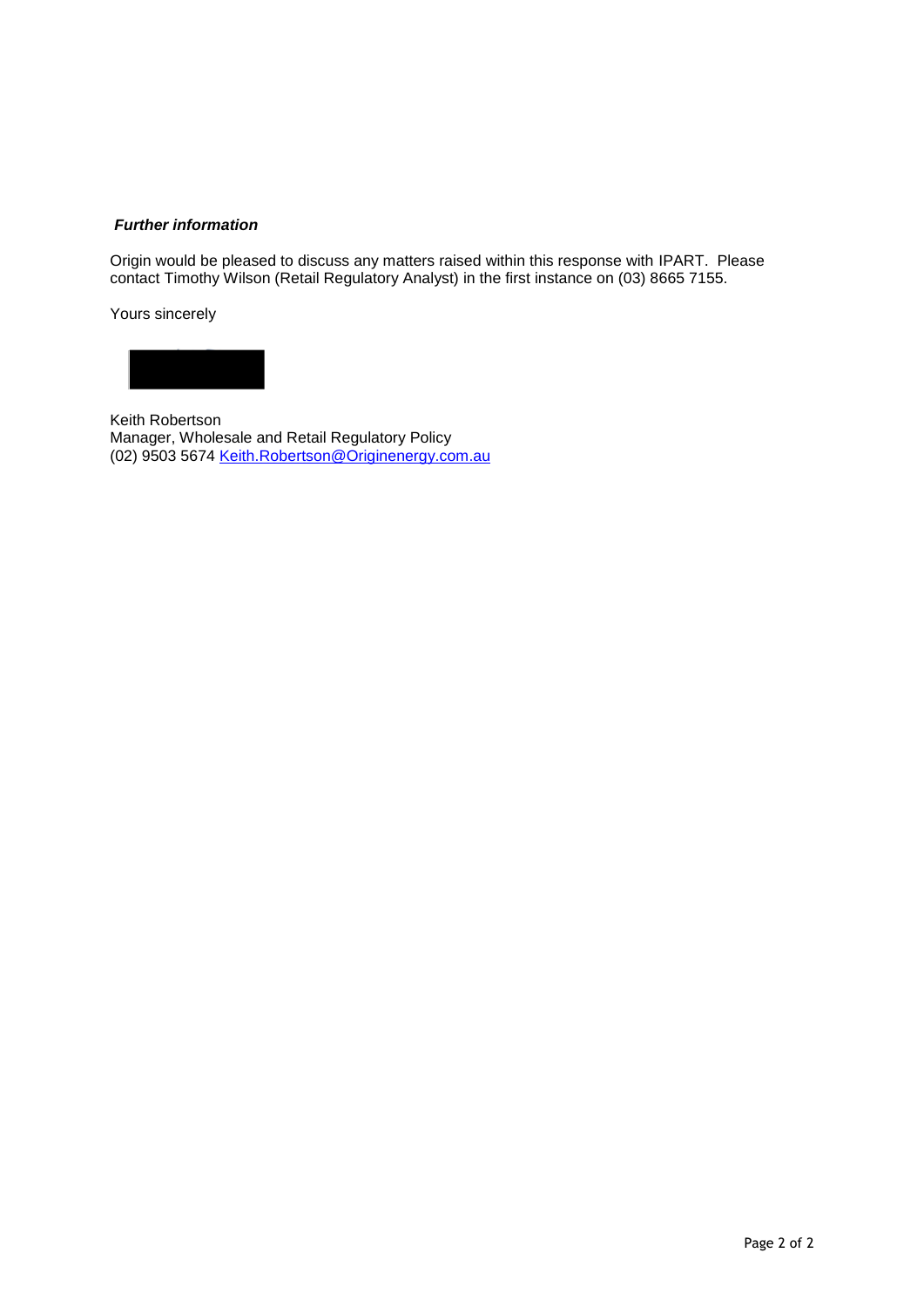***Further information***

Origin would be pleased to discuss any matters raised within this response with IPART. Please contact Timothy Wilson (Retail Regulatory Analyst) in the first instance on (03) 8665 7155.

Yours sincerely

Keith Robertson
Manager, Wholesale and Retail Regulatory Policy
(02) 9503 5674 Keith.Robertson@Originenergy.com.au